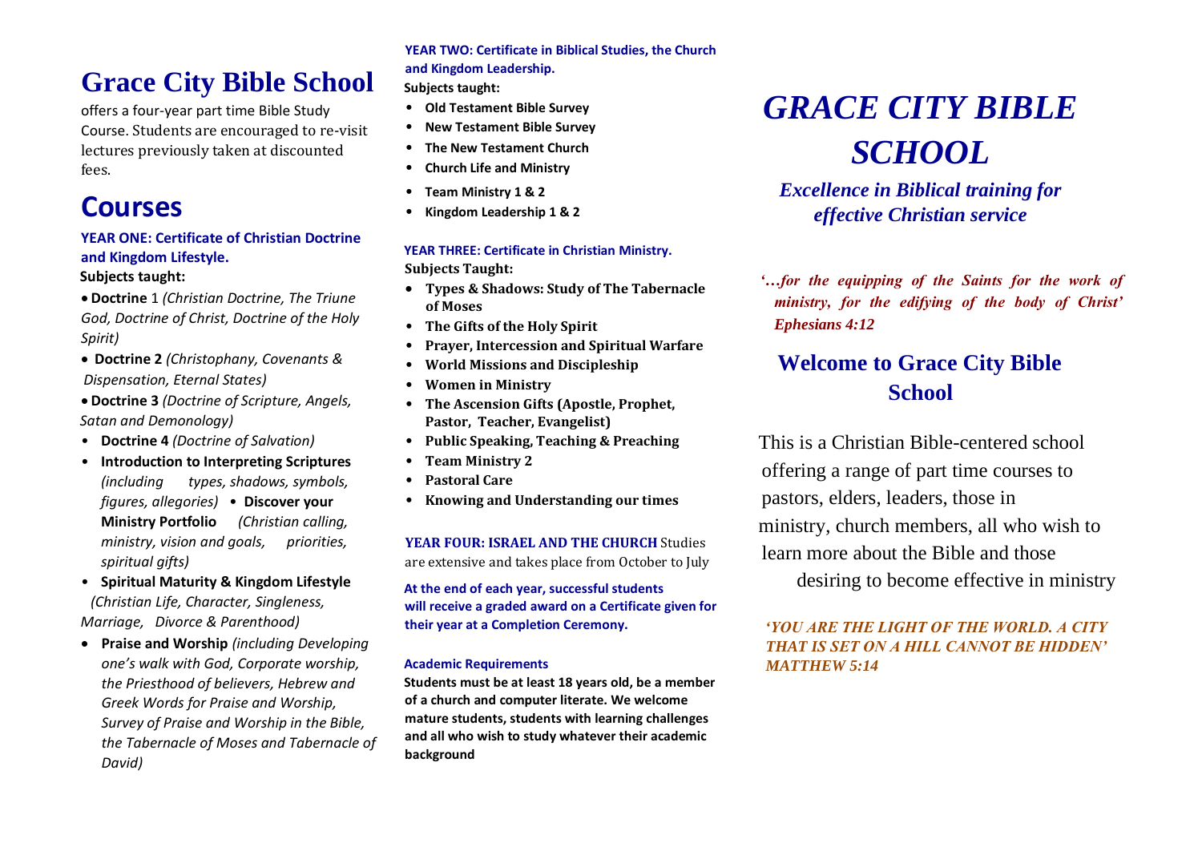# Grace City Bible School

offers a four-year part time Bible Study Course. Students are encouraged to re-visit lectures previously taken at discounted fees.

## Courses

### YEAR ONE: Certificate of Christian Doctrine and Kingdom Lifestyle.

**Subjects taught:**

- **Doctrine** 1 *(Christian Doctrine, The Triune God, Doctrine of Christ, Doctrine of the Holy Spirit)*
- **Doctrine 2** *(Christophany, Covenants & Dispensation, Eternal States)*
- **Doctrine 3** *(Doctrine of Scripture, Angels, Satan and Demonology)*
- **Doctrine 4** *(Doctrine of Salvation)*
- **Introduction to Interpreting Scriptures** *(including types, shadows, symbols, figures, allegories)*
- **Discover your Ministry Portfolio** *(Christian calling, ministry, vision and goals, priorities, spiritual gifts)*
- **Spiritual Maturity & Kingdom Lifestyle** *(Christian Life, Character, Singleness, Marriage, Divorce & Parenthood)*
- **Praise and Worship** *(including Developing one's walk with God, Corporate worship, the Priesthood of believers, Hebrew and Greek Words for Praise and Worship, Survey of Praise and Worship in the Bible, the Tabernacle of Moses and Tabernacle of David)*

### YEAR TWO: Certificate in Biblical Studies, the Church and Kingdom Leadership.

**Subjects taught:**

- **Old Testament Bible Survey**
- **New Testament Bible Survey**
- **The New Testament Church**
- **Church Life and Ministry**
- **Team Ministry 1 & 2**
- **Kingdom Leadership 1 & 2**

### YEAR THREE: Certificate in Christian Ministry.

**Subjects Taught:**

- **Types & Shadows: Study of The Tabernacle of Moses**
- **The Gifts of the Holy Spirit**
- **Prayer, Intercession and Spiritual Warfare**
- **World Missions and Discipleship**
- **Women in Ministry**
- **The Ascension Gifts (Apostle, Prophet, Pastor, Teacher, Evangelist)**
- **Public Speaking, Teaching & Preaching**
- **Team Ministry 2**
- **Pastoral Care**
- **Knowing and Understanding our times**

**YEAR FOUR: ISRAEL AND THE CHURCH** Studies are extensive and takes place from October to July

**At the end of each year, successful students will receive a graded award on a Certificate given for their year at a Completion Ceremony.**

#### Academic Requirements

**Students must be at least 18 years old, be a member of a church and computer literate. We welcome mature students, students with learning challenges and all who wish to study whatever their academic background**

# *GRACE CITY BIBLE SCHOOL*

***Excellence in Biblical training for effective Christian service***

***'…for the equipping of the Saints for the work of ministry, for the edifying of the body of Christ' Ephesians 4:12***

## Welcome to Grace City Bible School

This is a Christian Bible-centered school offering a range of part time courses to pastors, elders, leaders, those in ministry, church members, all who wish to learn more about the Bible and those desiring to become effective in ministry

***'YOU ARE THE LIGHT OF THE WORLD. A CITY THAT IS SET ON A HILL CANNOT BE HIDDEN' MATTHEW 5:14***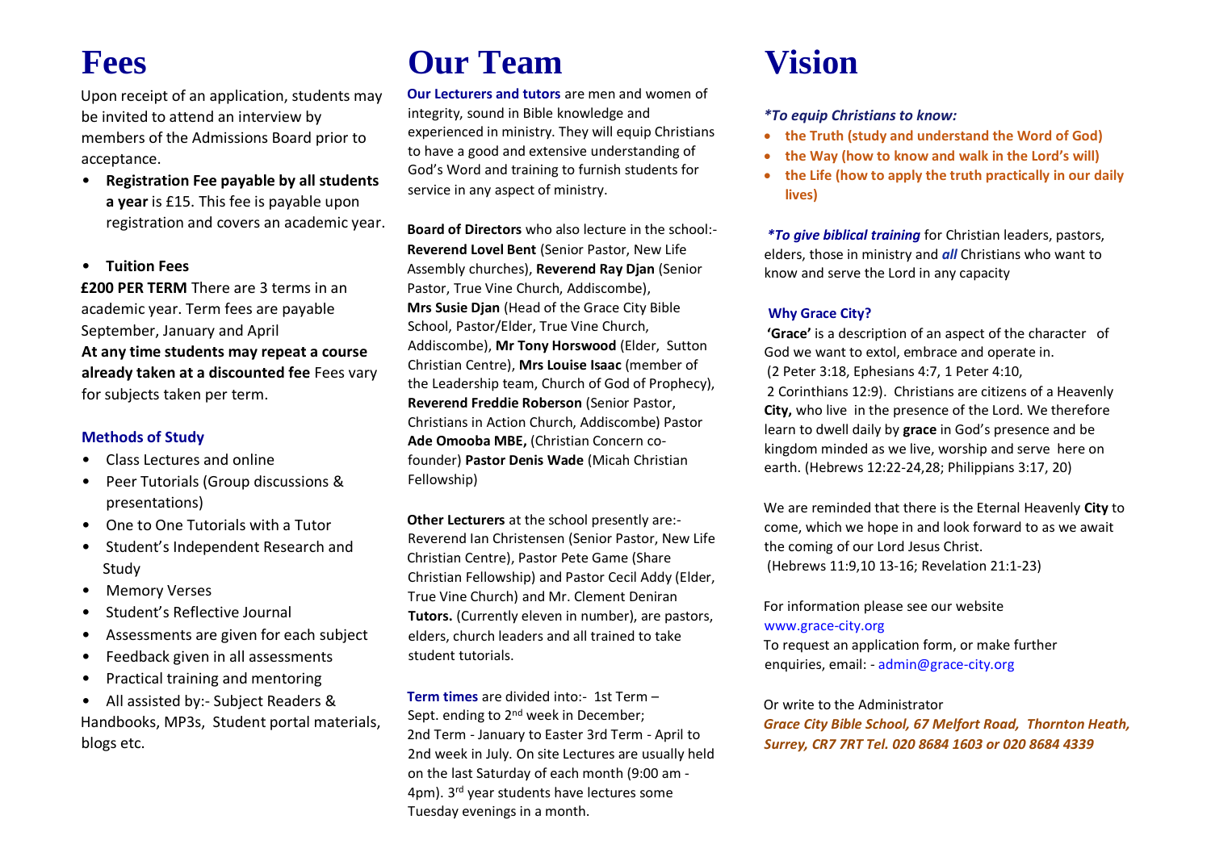# Fees

Upon receipt of an application, students may be invited to attend an interview by members of the Admissions Board prior to acceptance.

- **Registration Fee payable by all students a year** is £15. This fee is payable upon registration and covers an academic year.

- **Tuition Fees**

**£200 PER TERM** There are 3 terms in an academic year. Term fees are payable September, January and April

**At any time students may repeat a course already taken at a discounted fee** Fees vary for subjects taken per term.

### Methods of Study

- Class Lectures and online
- Peer Tutorials (Group discussions & presentations)
- One to One Tutorials with a Tutor
- Student's Independent Research and Study
- Memory Verses
- Student's Reflective Journal
- Assessments are given for each subject
- Feedback given in all assessments
- Practical training and mentoring
- All assisted by:- Subject Readers & Handbooks, MP3s, Student portal materials, blogs etc.

# Our Team

**Our Lecturers and tutors** are men and women of integrity, sound in Bible knowledge and experienced in ministry. They will equip Christians to have a good and extensive understanding of God's Word and training to furnish students for service in any aspect of ministry.

**Board of Directors** who also lecture in the school:- **Reverend Lovel Bent** (Senior Pastor, New Life Assembly churches), **Reverend Ray Djan** (Senior Pastor, True Vine Church, Addiscombe), **Mrs Susie Djan** (Head of the Grace City Bible School, Pastor/Elder, True Vine Church, Addiscombe), **Mr Tony Horswood** (Elder, Sutton Christian Centre), **Mrs Louise Isaac** (member of the Leadership team, Church of God of Prophecy), **Reverend Freddie Roberson** (Senior Pastor, Christians in Action Church, Addiscombe) Pastor **Ade Omooba MBE,** (Christian Concern co-founder) **Pastor Denis Wade** (Micah Christian Fellowship)

**Other Lecturers** at the school presently are:- Reverend Ian Christensen (Senior Pastor, New Life Christian Centre), Pastor Pete Game (Share Christian Fellowship) and Pastor Cecil Addy (Elder, True Vine Church) and Mr. Clement Deniran **Tutors.** (Currently eleven in number), are pastors, elders, church leaders and all trained to take student tutorials.

**Term times** are divided into:- 1st Term – Sept. ending to 2nd week in December; 2nd Term - January to Easter 3rd Term - April to 2nd week in July. On site Lectures are usually held on the last Saturday of each month (9:00 am - 4pm). 3rd year students have lectures some Tuesday evenings in a month.

# Vision

***To equip Christians to know:***

- **the Truth (study and understand the Word of God)**
- **the Way (how to know and walk in the Lord's will)**
- **the Life (how to apply the truth practically in our daily lives)**

***To give biblical training** for Christian leaders, pastors, elders, those in ministry and ***all*** Christians who want to know and serve the Lord in any capacity

**Why Grace City?**

**'Grace'** is a description of an aspect of the character of God we want to extol, embrace and operate in. (2 Peter 3:18, Ephesians 4:7, 1 Peter 4:10, 2 Corinthians 12:9). Christians are citizens of a Heavenly **City,** who live in the presence of the Lord. We therefore learn to dwell daily by **grace** in God's presence and be kingdom minded as we live, worship and serve here on earth. (Hebrews 12:22-24,28; Philippians 3:17, 20)

We are reminded that there is the Eternal Heavenly **City** to come, which we hope in and look forward to as we await the coming of our Lord Jesus Christ. (Hebrews 11:9,10 13-16; Revelation 21:1-23)

For information please see our website www.grace-city.org

To request an application form, or make further enquiries, email: - admin@grace-city.org

Or write to the Administrator

***Grace City Bible School, 67 Melfort Road, Thornton Heath, Surrey, CR7 7RT Tel. 020 8684 1603 or 020 8684 4339***